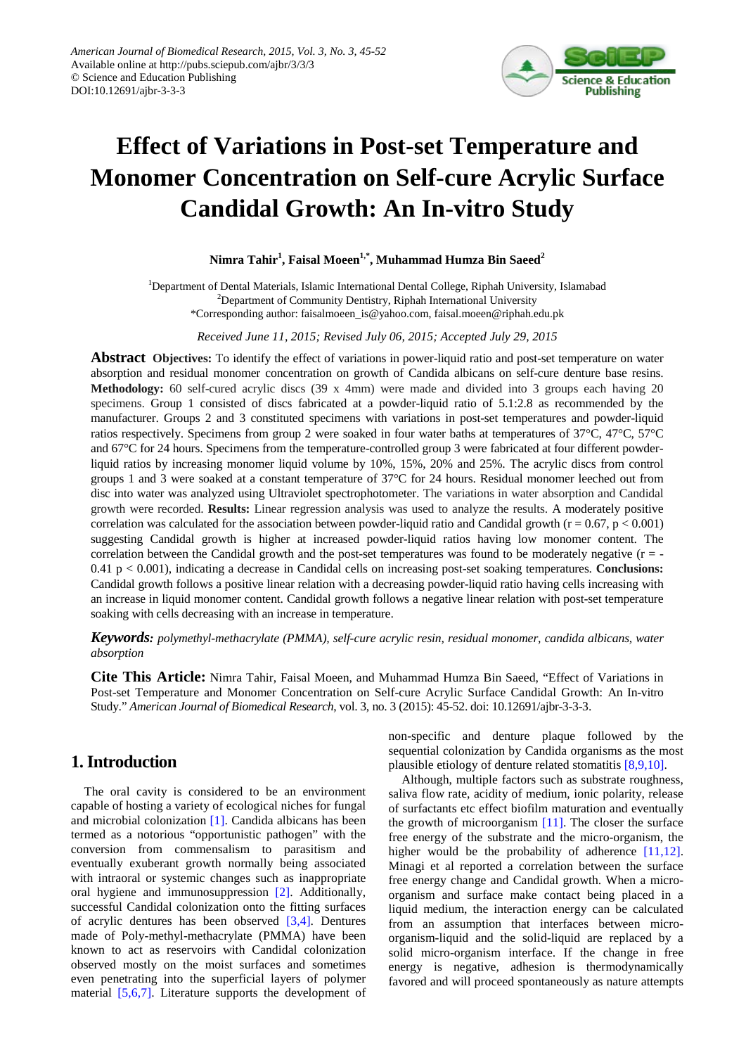American Journal of Biomedical Research, 2015, Vol. 3, No. 3, 45-52
Available online at http://pubs.sciepub.com/ajbr/3/3/3
© Science and Education Publishing
DOI:10.12691/ajbr-3-3-3

# Effect of Variations in Post-set Temperature and Monomer Concentration on Self-cure Acrylic Surface Candidal Growth: An In-vitro Study

**Nimra Tahir[1], Faisal Moeen[1,*], Muhammad Humza Bin Saeed[2]**

[1]Department of Dental Materials, Islamic International Dental College, Riphah University, Islamabad
[2]Department of Community Dentistry, Riphah International University
*Corresponding author: faisalmoeen_is@yahoo.com, faisal.moeen@riphah.edu.pk

*Received June 11, 2015; Revised July 06, 2015; Accepted July 29, 2015*

**Abstract** **Objectives:** To identify the effect of variations in power-liquid ratio and post-set temperature on water absorption and residual monomer concentration on growth of Candida albicans on self-cure denture base resins. **Methodology:** 60 self-cured acrylic discs (39 x 4mm) were made and divided into 3 groups each having 20 specimens. Group 1 consisted of discs fabricated at a powder-liquid ratio of 5.1:2.8 as recommended by the manufacturer. Groups 2 and 3 constituted specimens with variations in post-set temperatures and powder-liquid ratios respectively. Specimens from group 2 were soaked in four water baths at temperatures of 37°C, 47°C, 57°C and 67°C for 24 hours. Specimens from the temperature-controlled group 3 were fabricated at four different powder-liquid ratios by increasing monomer liquid volume by 10%, 15%, 20% and 25%. The acrylic discs from control groups 1 and 3 were soaked at a constant temperature of 37°C for 24 hours. Residual monomer leeched out from disc into water was analyzed using Ultraviolet spectrophotometer. The variations in water absorption and Candidal growth were recorded. **Results:** Linear regression analysis was used to analyze the results. A moderately positive correlation was calculated for the association between powder-liquid ratio and Candidal growth ($r = 0.67$, $p < 0.001$) suggesting Candidal growth is higher at increased powder-liquid ratios having low monomer content. The correlation between the Candidal growth and the post-set temperatures was found to be moderately negative ($r = -0.41$ $p < 0.001$), indicating a decrease in Candidal cells on increasing post-set soaking temperatures. **Conclusions:** Candidal growth follows a positive linear relation with a decreasing powder-liquid ratio having cells increasing with an increase in liquid monomer content. Candidal growth follows a negative linear relation with post-set temperature soaking with cells decreasing with an increase in temperature.

***Keywords:*** *polymethyl-methacrylate (PMMA), self-cure acrylic resin, residual monomer, candida albicans, water absorption*

**Cite This Article:** Nimra Tahir, Faisal Moeen, and Muhammad Humza Bin Saeed, "Effect of Variations in Post-set Temperature and Monomer Concentration on Self-cure Acrylic Surface Candidal Growth: An In-vitro Study." *American Journal of Biomedical Research*, vol. 3, no. 3 (2015): 45-52. doi: 10.12691/ajbr-3-3-3.

## 1. Introduction

The oral cavity is considered to be an environment capable of hosting a variety of ecological niches for fungal and microbial colonization [1]. Candida albicans has been termed as a notorious "opportunistic pathogen" with the conversion from commensalism to parasitism and eventually exuberant growth normally being associated with intraoral or systemic changes such as inappropriate oral hygiene and immunosuppression [2]. Additionally, successful Candidal colonization onto the fitting surfaces of acrylic dentures has been observed [3,4]. Dentures made of Poly-methyl-methacrylate (PMMA) have been known to act as reservoirs with Candidal colonization observed mostly on the moist surfaces and sometimes even penetrating into the superficial layers of polymer material [5,6,7]. Literature supports the development of non-specific and denture plaque followed by the sequential colonization by Candida organisms as the most plausible etiology of denture related stomatitis [8,9,10].

Although, multiple factors such as substrate roughness, saliva flow rate, acidity of medium, ionic polarity, release of surfactants etc effect biofilm maturation and eventually the growth of microorganism [11]. The closer the surface free energy of the substrate and the micro-organism, the higher would be the probability of adherence [11,12]. Minagi et al reported a correlation between the surface free energy change and Candidal growth. When a micro-organism and surface make contact being placed in a liquid medium, the interaction energy can be calculated from an assumption that interfaces between micro-organism-liquid and the solid-liquid are replaced by a solid micro-organism interface. If the change in free energy is negative, adhesion is thermodynamically favored and will proceed spontaneously as nature attempts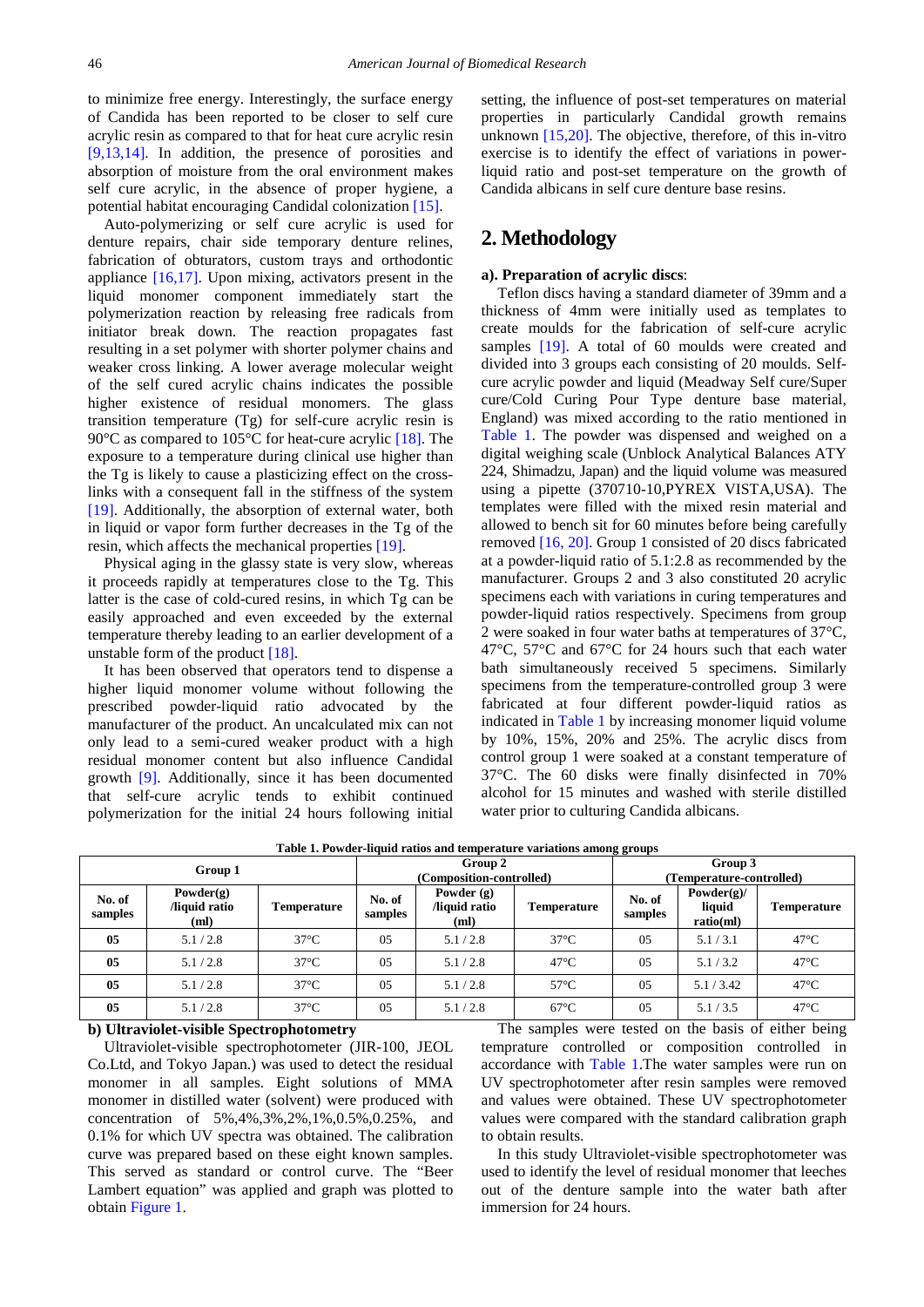to minimize free energy. Interestingly, the surface energy of Candida has been reported to be closer to self cure acrylic resin as compared to that for heat cure acrylic resin [9,13,14]. In addition, the presence of porosities and absorption of moisture from the oral environment makes self cure acrylic, in the absence of proper hygiene, a potential habitat encouraging Candidal colonization [15].

Auto-polymerizing or self cure acrylic is used for denture repairs, chair side temporary denture relines, fabrication of obturators, custom trays and orthodontic appliance [16,17]. Upon mixing, activators present in the liquid monomer component immediately start the polymerization reaction by releasing free radicals from initiator break down. The reaction propagates fast resulting in a set polymer with shorter polymer chains and weaker cross linking. A lower average molecular weight of the self cured acrylic chains indicates the possible higher existence of residual monomers. The glass transition temperature (Tg) for self-cure acrylic resin is 90°C as compared to 105°C for heat-cure acrylic [18]. The exposure to a temperature during clinical use higher than the Tg is likely to cause a plasticizing effect on the cross-links with a consequent fall in the stiffness of the system [19]. Additionally, the absorption of external water, both in liquid or vapor form further decreases in the Tg of the resin, which affects the mechanical properties [19].

Physical aging in the glassy state is very slow, whereas it proceeds rapidly at temperatures close to the Tg. This latter is the case of cold-cured resins, in which Tg can be easily approached and even exceeded by the external temperature thereby leading to an earlier development of a unstable form of the product [18].

It has been observed that operators tend to dispense a higher liquid monomer volume without following the prescribed powder-liquid ratio advocated by the manufacturer of the product. An uncalculated mix can not only lead to a semi-cured weaker product with a high residual monomer content but also influence Candidal growth [9]. Additionally, since it has been documented that self-cure acrylic tends to exhibit continued polymerization for the initial 24 hours following initial setting, the influence of post-set temperatures on material properties in particularly Candidal growth remains unknown [15,20]. The objective, therefore, of this in-vitro exercise is to identify the effect of variations in power-liquid ratio and post-set temperature on the growth of Candida albicans in self cure denture base resins.

## 2. Methodology

**a). Preparation of acrylic discs**:

Teflon discs having a standard diameter of 39mm and a thickness of 4mm were initially used as templates to create moulds for the fabrication of self-cure acrylic samples [19]. A total of 60 moulds were created and divided into 3 groups each consisting of 20 moulds. Self-cure acrylic powder and liquid (Meadway Self cure/Super cure/Cold Curing Pour Type denture base material, England) was mixed according to the ratio mentioned in Table 1. The powder was dispensed and weighed on a digital weighing scale (Unblock Analytical Balances ATY 224, Shimadzu, Japan) and the liquid volume was measured using a pipette (370710-10,PYREX VISTA,USA). The templates were filled with the mixed resin material and allowed to bench sit for 60 minutes before being carefully removed [16, 20]. Group 1 consisted of 20 discs fabricated at a powder-liquid ratio of 5.1:2.8 as recommended by the manufacturer. Groups 2 and 3 also constituted 20 acrylic specimens each with variations in curing temperatures and powder-liquid ratios respectively. Specimens from group 2 were soaked in four water baths at temperatures of 37°C, 47°C, 57°C and 67°C for 24 hours such that each water bath simultaneously received 5 specimens. Similarly specimens from the temperature-controlled group 3 were fabricated at four different powder-liquid ratios as indicated in Table 1 by increasing monomer liquid volume by 10%, 15%, 20% and 25%. The acrylic discs from control group 1 were soaked at a constant temperature of 37°C. The 60 disks were finally disinfected in 70% alcohol for 15 minutes and washed with sterile distilled water prior to culturing Candida albicans.

**Table 1. Powder-liquid ratios and temperature variations among groups**

| Group 1 | | | Group 2 (Composition-controlled) | | | Group 3 (Temperature-controlled) | | |
|---|---|---|---|---|---|---|---|---|
| No. of samples | Powder(g) /liquid ratio (ml) | Temperature | No. of samples | Powder (g) /liquid ratio (ml) | Temperature | No. of samples | Powder(g)/ liquid ratio(ml) | Temperature |
| **05** | 5.1 / 2.8 | 37°C | 05 | 5.1 / 2.8 | 37°C | 05 | 5.1 / 3.1 | 47°C |
| **05** | 5.1 / 2.8 | 37°C | 05 | 5.1 / 2.8 | 47°C | 05 | 5.1 / 3.2 | 47°C |
| **05** | 5.1 / 2.8 | 37°C | 05 | 5.1 / 2.8 | 57°C | 05 | 5.1 / 3.42 | 47°C |
| **05** | 5.1 / 2.8 | 37°C | 05 | 5.1 / 2.8 | 67°C | 05 | 5.1 / 3.5 | 47°C |

**b) Ultraviolet-visible Spectrophotometry**

Ultraviolet-visible spectrophotometer (JIR-100, JEOL Co.Ltd, and Tokyo Japan.) was used to detect the residual monomer in all samples. Eight solutions of MMA monomer in distilled water (solvent) were produced with concentration of 5%,4%,3%,2%,1%,0.5%,0.25%, and 0.1% for which UV spectra was obtained. The calibration curve was prepared based on these eight known samples. This served as standard or control curve. The "Beer Lambert equation" was applied and graph was plotted to obtain Figure 1.

The samples were tested on the basis of either being temprature controlled or composition controlled in accordance with Table 1.The water samples were run on UV spectrophotometer after resin samples were removed and values were obtained. These UV spectrophotometer values were compared with the standard calibration graph to obtain results.

In this study Ultraviolet-visible spectrophotometer was used to identify the level of residual monomer that leeches out of the denture sample into the water bath after immersion for 24 hours.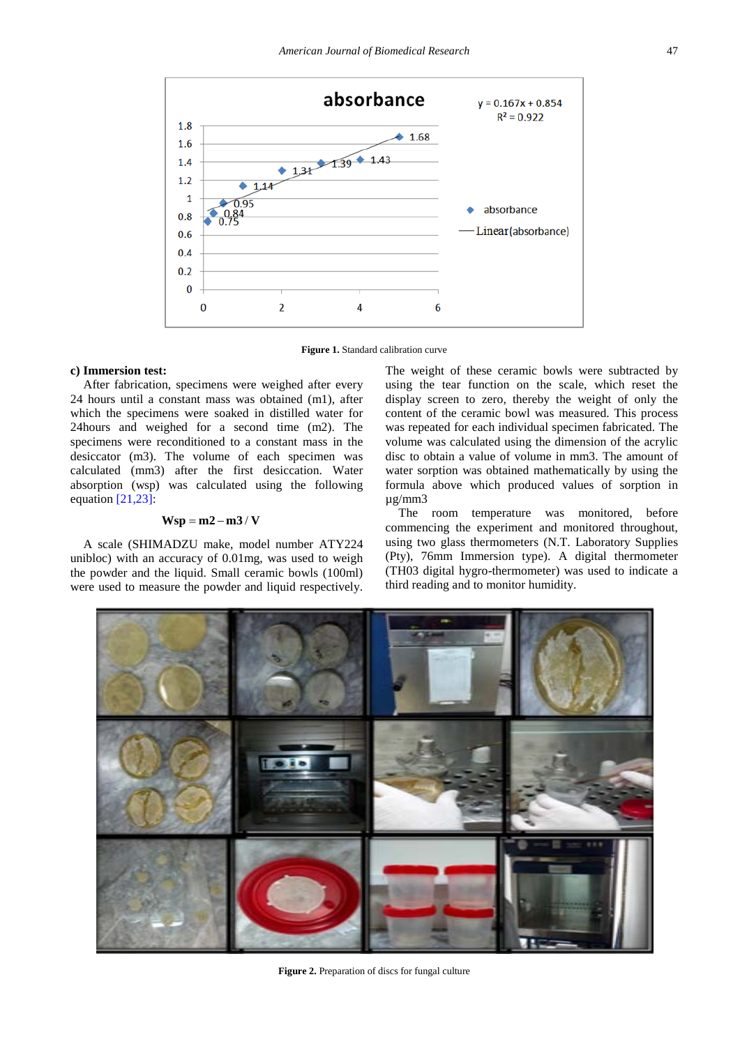Figure 1. Standard calibration curve

**c) Immersion test:**

After fabrication, specimens were weighed after every 24 hours until a constant mass was obtained (m1), after which the specimens were soaked in distilled water for 24hours and weighed for a second time (m2). The specimens were reconditioned to a constant mass in the desiccator (m3). The volume of each specimen was calculated (mm3) after the first desiccation. Water absorption (wsp) was calculated using the following equation [21,23]:

$$\mathbf{Wsp = m2 - m3 / V}$$

A scale (SHIMADZU make, model number ATY224 unibloc) with an accuracy of 0.01mg, was used to weigh the powder and the liquid. Small ceramic bowls (100ml) were used to measure the powder and liquid respectively. The weight of these ceramic bowls were subtracted by using the tear function on the scale, which reset the display screen to zero, thereby the weight of only the content of the ceramic bowl was measured. This process was repeated for each individual specimen fabricated. The volume was calculated using the dimension of the acrylic disc to obtain a value of volume in mm3. The amount of water sorption was obtained mathematically by using the formula above which produced values of sorption in µg/mm3

The room temperature was monitored, before commencing the experiment and monitored throughout, using two glass thermometers (N.T. Laboratory Supplies (Pty), 76mm Immersion type). A digital thermometer (TH03 digital hygro-thermometer) was used to indicate a third reading and to monitor humidity.

Figure 2. Preparation of discs for fungal culture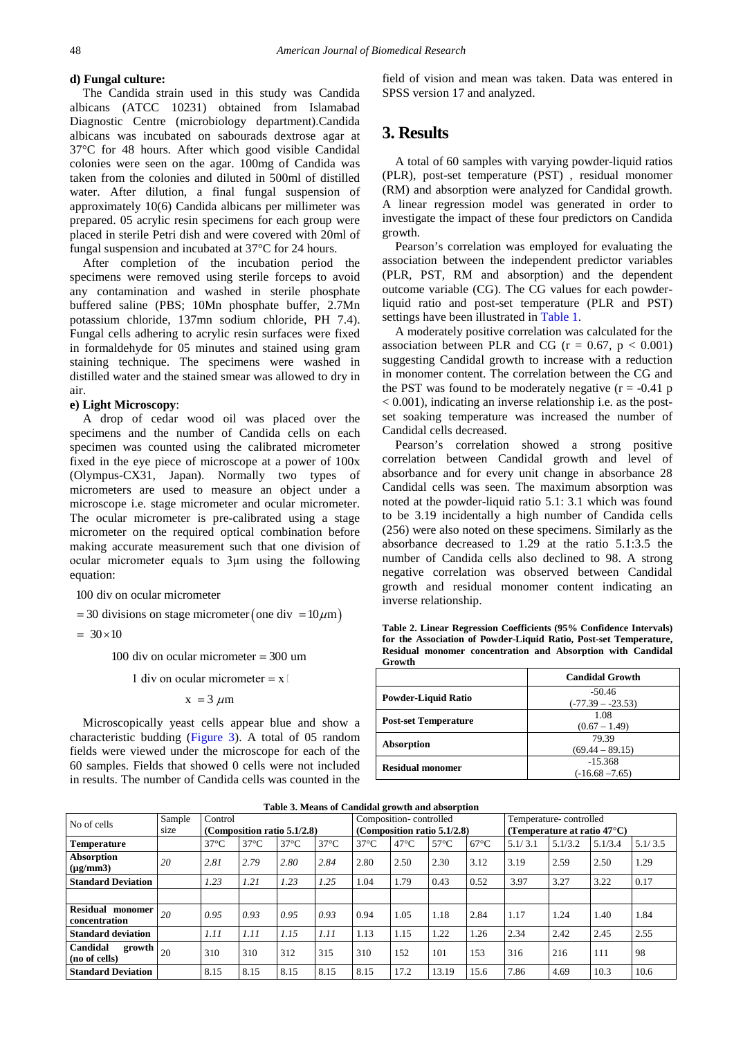#### d) Fungal culture:

The Candida strain used in this study was Candida albicans (ATCC 10231) obtained from Islamabad Diagnostic Centre (microbiology department).Candida albicans was incubated on sabourads dextrose agar at 37°C for 48 hours. After which good visible Candidal colonies were seen on the agar. 100mg of Candida was taken from the colonies and diluted in 500ml of distilled water. After dilution, a final fungal suspension of approximately 10(6) Candida albicans per millimeter was prepared. 05 acrylic resin specimens for each group were placed in sterile Petri dish and were covered with 20ml of fungal suspension and incubated at 37°C for 24 hours.

After completion of the incubation period the specimens were removed using sterile forceps to avoid any contamination and washed in sterile phosphate buffered saline (PBS; 10Mn phosphate buffer, 2.7Mn potassium chloride, 137mn sodium chloride, PH 7.4). Fungal cells adhering to acrylic resin surfaces were fixed in formaldehyde for 05 minutes and stained using gram staining technique. The specimens were washed in distilled water and the stained smear was allowed to dry in air.

#### e) Light Microscopy:

A drop of cedar wood oil was placed over the specimens and the number of Candida cells on each specimen was counted using the calibrated micrometer fixed in the eye piece of microscope at a power of 100x (Olympus-CX31, Japan). Normally two types of micrometers are used to measure an object under a microscope i.e. stage micrometer and ocular micrometer. The ocular micrometer is pre-calibrated using a stage micrometer on the required optical combination before making accurate measurement such that one division of ocular micrometer equals to 3µm using the following equation:

100 div on ocular micrometer

$$= 30 \text{ divisions on stage micrometer} \left(\text{one div } = 10\mu\text{m}\right)$$

$$= 30 \times 10$$

$$100 \text{ div on ocular micrometer} = 300 \text{ um}$$

$$1 \text{ div on ocular micrometer} = x$$

$$x = 3\,\mu\text{m}$$

Microscopically yeast cells appear blue and show a characteristic budding (Figure 3). A total of 05 random fields were viewed under the microscope for each of the 60 samples. Fields that showed 0 cells were not included in results. The number of Candida cells was counted in the field of vision and mean was taken. Data was entered in SPSS version 17 and analyzed.

## 3. Results

A total of 60 samples with varying powder-liquid ratios (PLR), post-set temperature (PST) , residual monomer (RM) and absorption were analyzed for Candidal growth. A linear regression model was generated in order to investigate the impact of these four predictors on Candida growth.

Pearson's correlation was employed for evaluating the association between the independent predictor variables (PLR, PST, RM and absorption) and the dependent outcome variable (CG). The CG values for each powder-liquid ratio and post-set temperature (PLR and PST) settings have been illustrated in Table 1.

A moderately positive correlation was calculated for the association between PLR and CG ($r = 0.67$, $p < 0.001$) suggesting Candidal growth to increase with a reduction in monomer content. The correlation between the CG and the PST was found to be moderately negative ($r = -0.41$ $p < 0.001$), indicating an inverse relationship i.e. as the post-set soaking temperature was increased the number of Candidal cells decreased.

Pearson's correlation showed a strong positive correlation between Candidal growth and level of absorbance and for every unit change in absorbance 28 Candidal cells was seen. The maximum absorption was noted at the powder-liquid ratio 5.1: 3.1 which was found to be 3.19 incidentally a high number of Candida cells (256) were also noted on these specimens. Similarly as the absorbance decreased to 1.29 at the ratio 5.1:3.5 the number of Candida cells also declined to 98. A strong negative correlation was observed between Candidal growth and residual monomer content indicating an inverse relationship.

**Table 2. Linear Regression Coefficients (95% Confidence Intervals) for the Association of Powder-Liquid Ratio, Post-set Temperature, Residual monomer concentration and Absorption with Candidal Growth**

| | Candidal Growth |
|---|---|
| **Powder-Liquid Ratio** | -50.46 (-77.39 – -23.53) |
| **Post-set Temperature** | 1.08 (0.67 – 1.49) |
| **Absorption** | 79.39 (69.44 – 89.15) |
| **Residual monomer** | -15.368 (-16.68 –7.65) |

**Table 3. Means of Candidal growth and absorption**

| No of cells | Sample size | Control (Composition ratio 5.1/2.8) | | | | Composition- controlled (Composition ratio 5.1/2.8) | | | | Temperature- controlled (Temperature at ratio 47°C) | | | |
|---|---|---|---|---|---|---|---|---|---|---|---|---|---|
| **Temperature** | | 37°C | 37°C | 37°C | 37°C | 37°C | 47°C | 57°C | 67°C | 5.1/ 3.1 | 5.1/3.2 | 5.1/3.4 | 5.1/ 3.5 |
| **Absorption (µg/mm3)** | 20 | 2.81 | 2.79 | 2.80 | 2.84 | 2.80 | 2.50 | 2.30 | 3.12 | 3.19 | 2.59 | 2.50 | 1.29 |
| **Standard Deviation** | | 1.23 | 1.21 | 1.23 | 1.25 | 1.04 | 1.79 | 0.43 | 0.52 | 3.97 | 3.27 | 3.22 | 0.17 |
| | | | | | | | | | | | | | |
| **Residual monomer concentration** | 20 | 0.95 | 0.93 | 0.95 | 0.93 | 0.94 | 1.05 | 1.18 | 2.84 | 1.17 | 1.24 | 1.40 | 1.84 |
| **Standard deviation** | | 1.11 | 1.11 | 1.15 | 1.11 | 1.13 | 1.15 | 1.22 | 1.26 | 2.34 | 2.42 | 2.45 | 2.55 |
| **Candidal growth (no of cells)** | 20 | 310 | 310 | 312 | 315 | 310 | 152 | 101 | 153 | 316 | 216 | 111 | 98 |
| **Standard Deviation** | | 8.15 | 8.15 | 8.15 | 8.15 | 8.15 | 17.2 | 13.19 | 15.6 | 7.86 | 4.69 | 10.3 | 10.6 |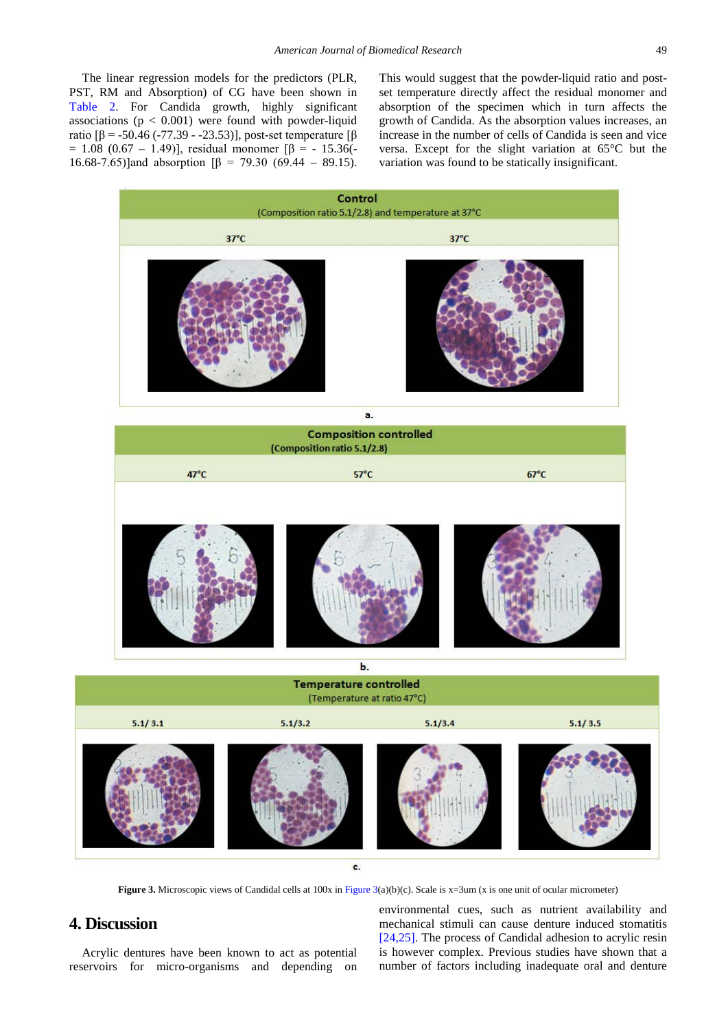The linear regression models for the predictors (PLR, PST, RM and Absorption) of CG have been shown in Table 2. For Candida growth, highly significant associations ($p < 0.001$) were found with powder-liquid ratio [$\beta = -50.46$ (-77.39 - -23.53)], post-set temperature [$\beta = 1.08$ (0.67 – 1.49)], residual monomer [$\beta = -15.36$(-16.68-7.65)]and absorption [$\beta = 79.30$ (69.44 – 89.15). This would suggest that the powder-liquid ratio and post-set temperature directly affect the residual monomer and absorption of the specimen which in turn affects the growth of Candida. As the absorption values increases, an increase in the number of cells of Candida is seen and vice versa. Except for the slight variation at 65°C but the variation was found to be statically insignificant.

**Figure 3.** Microscopic views of Candidal cells at 100x in Figure 3(a)(b)(c). Scale is x=3um (x is one unit of ocular micrometer)

## 4. Discussion

Acrylic dentures have been known to act as potential reservoirs for micro-organisms and depending on environmental cues, such as nutrient availability and mechanical stimuli can cause denture induced stomatitis [24,25]. The process of Candidal adhesion to acrylic resin is however complex. Previous studies have shown that a number of factors including inadequate oral and denture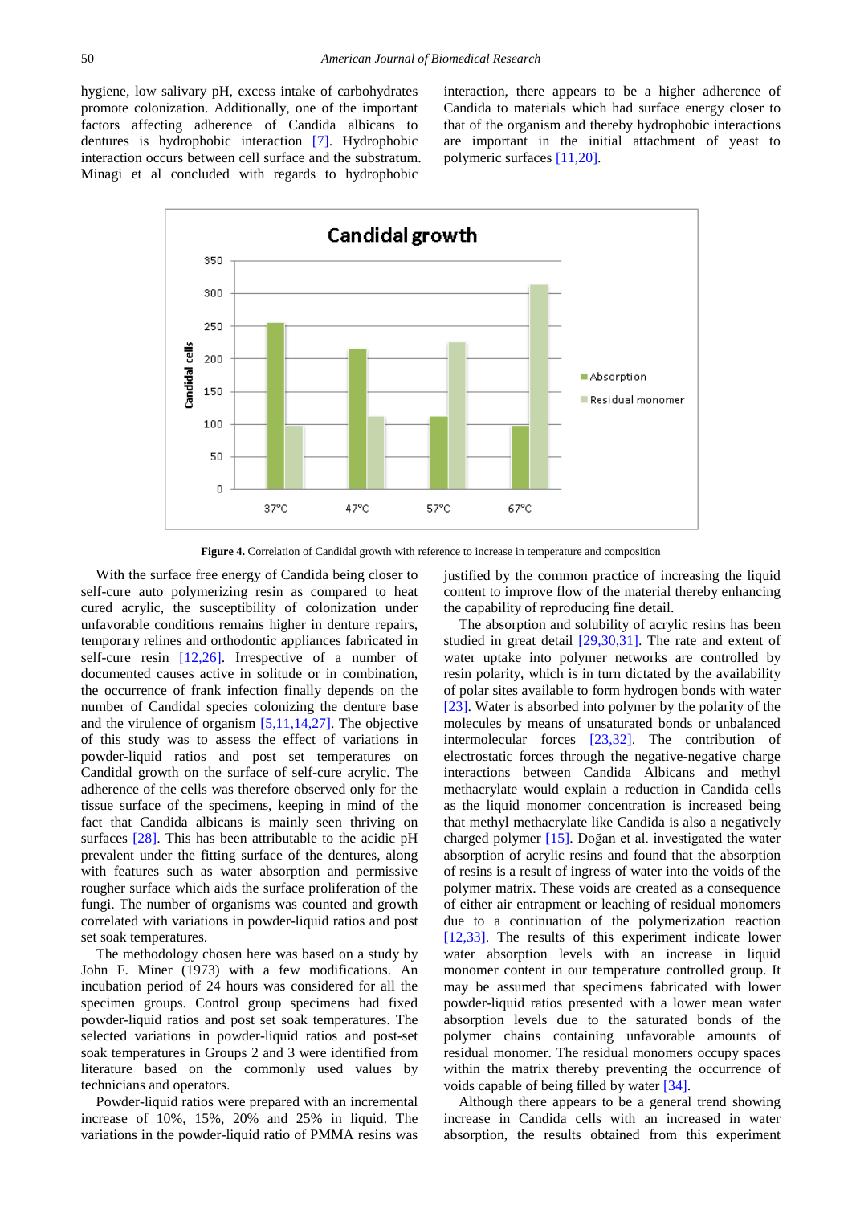hygiene, low salivary pH, excess intake of carbohydrates promote colonization. Additionally, one of the important factors affecting adherence of Candida albicans to dentures is hydrophobic interaction [7]. Hydrophobic interaction occurs between cell surface and the substratum. Minagi et al concluded with regards to hydrophobic interaction, there appears to be a higher adherence of Candida to materials which had surface energy closer to that of the organism and thereby hydrophobic interactions are important in the initial attachment of yeast to polymeric surfaces [11,20].

**Figure 4.** Correlation of Candidal growth with reference to increase in temperature and composition

With the surface free energy of Candida being closer to self-cure auto polymerizing resin as compared to heat cured acrylic, the susceptibility of colonization under unfavorable conditions remains higher in denture repairs, temporary relines and orthodontic appliances fabricated in self-cure resin [12,26]. Irrespective of a number of documented causes active in solitude or in combination, the occurrence of frank infection finally depends on the number of Candidal species colonizing the denture base and the virulence of organism [5,11,14,27]. The objective of this study was to assess the effect of variations in powder-liquid ratios and post set temperatures on Candidal growth on the surface of self-cure acrylic. The adherence of the cells was therefore observed only for the tissue surface of the specimens, keeping in mind of the fact that Candida albicans is mainly seen thriving on surfaces [28]. This has been attributable to the acidic pH prevalent under the fitting surface of the dentures, along with features such as water absorption and permissive rougher surface which aids the surface proliferation of the fungi. The number of organisms was counted and growth correlated with variations in powder-liquid ratios and post set soak temperatures.

The methodology chosen here was based on a study by John F. Miner (1973) with a few modifications. An incubation period of 24 hours was considered for all the specimen groups. Control group specimens had fixed powder-liquid ratios and post set soak temperatures. The selected variations in powder-liquid ratios and post-set soak temperatures in Groups 2 and 3 were identified from literature based on the commonly used values by technicians and operators.

Powder-liquid ratios were prepared with an incremental increase of 10%, 15%, 20% and 25% in liquid. The variations in the powder-liquid ratio of PMMA resins was justified by the common practice of increasing the liquid content to improve flow of the material thereby enhancing the capability of reproducing fine detail.

The absorption and solubility of acrylic resins has been studied in great detail [29,30,31]. The rate and extent of water uptake into polymer networks are controlled by resin polarity, which is in turn dictated by the availability of polar sites available to form hydrogen bonds with water [23]. Water is absorbed into polymer by the polarity of the molecules by means of unsaturated bonds or unbalanced intermolecular forces [23,32]. The contribution of electrostatic forces through the negative-negative charge interactions between Candida Albicans and methyl methacrylate would explain a reduction in Candida cells as the liquid monomer concentration is increased being that methyl methacrylate like Candida is also a negatively charged polymer [15]. Doğan et al. investigated the water absorption of acrylic resins and found that the absorption of resins is a result of ingress of water into the voids of the polymer matrix. These voids are created as a consequence of either air entrapment or leaching of residual monomers due to a continuation of the polymerization reaction [12,33]. The results of this experiment indicate lower water absorption levels with an increase in liquid monomer content in our temperature controlled group. It may be assumed that specimens fabricated with lower powder-liquid ratios presented with a lower mean water absorption levels due to the saturated bonds of the polymer chains containing unfavorable amounts of residual monomer. The residual monomers occupy spaces within the matrix thereby preventing the occurrence of voids capable of being filled by water [34].

Although there appears to be a general trend showing increase in Candida cells with an increased in water absorption, the results obtained from this experiment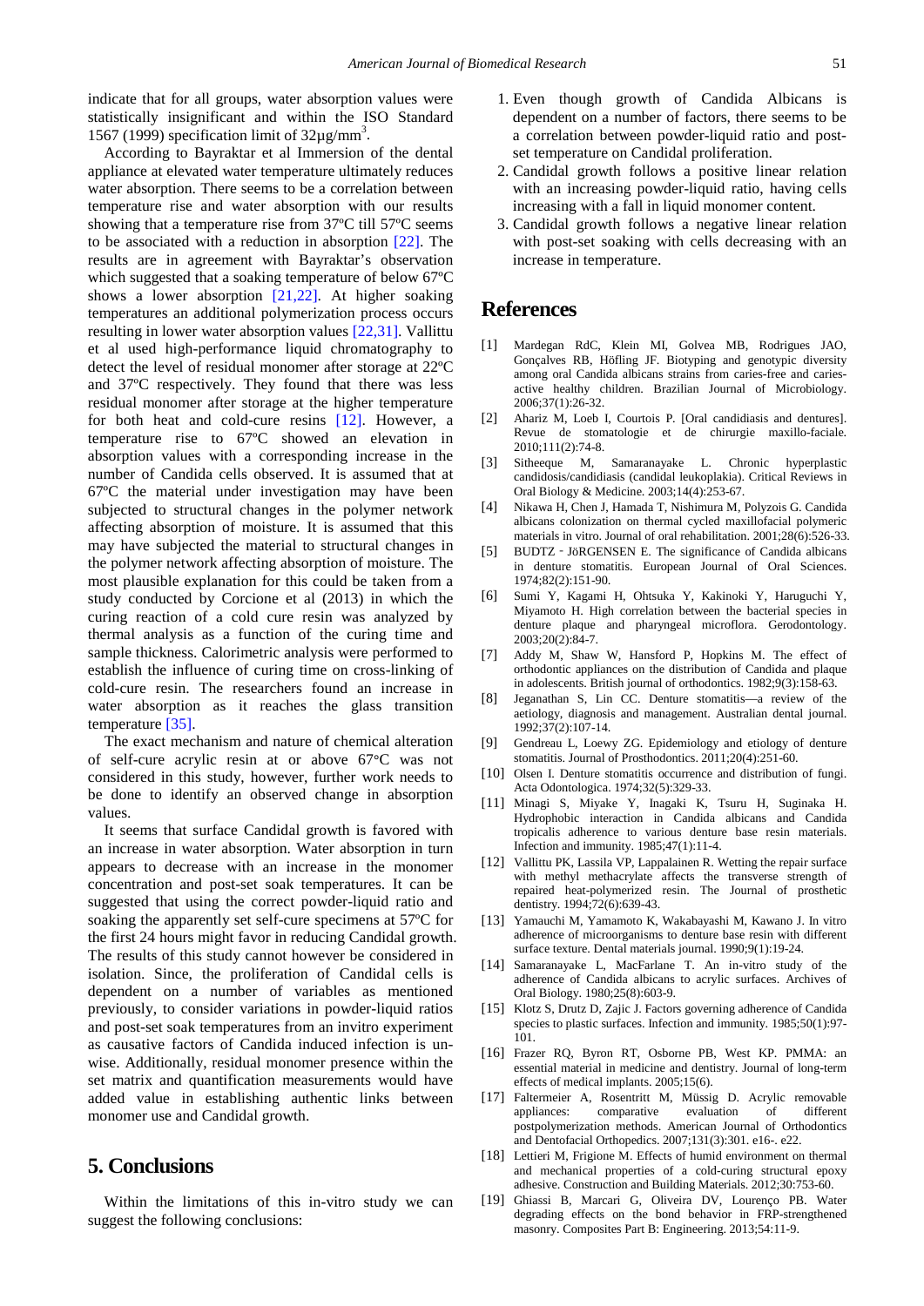indicate that for all groups, water absorption values were statistically insignificant and within the ISO Standard 1567 (1999) specification limit of 32µg/mm$^3$.

According to Bayraktar et al Immersion of the dental appliance at elevated water temperature ultimately reduces water absorption. There seems to be a correlation between temperature rise and water absorption with our results showing that a temperature rise from 37ºC till 57ºC seems to be associated with a reduction in absorption [22]. The results are in agreement with Bayraktar's observation which suggested that a soaking temperature of below 67ºC shows a lower absorption [21,22]. At higher soaking temperatures an additional polymerization process occurs resulting in lower water absorption values [22,31]. Vallittu et al used high-performance liquid chromatography to detect the level of residual monomer after storage at 22ºC and 37ºC respectively. They found that there was less residual monomer after storage at the higher temperature for both heat and cold-cure resins [12]. However, a temperature rise to 67ºC showed an elevation in absorption values with a corresponding increase in the number of Candida cells observed. It is assumed that at 67ºC the material under investigation may have been subjected to structural changes in the polymer network affecting absorption of moisture. It is assumed that this may have subjected the material to structural changes in the polymer network affecting absorption of moisture. The most plausible explanation for this could be taken from a study conducted by Corcione et al (2013) in which the curing reaction of a cold cure resin was analyzed by thermal analysis as a function of the curing time and sample thickness. Calorimetric analysis were performed to establish the influence of curing time on cross-linking of cold-cure resin. The researchers found an increase in water absorption as it reaches the glass transition temperature [35].

The exact mechanism and nature of chemical alteration of self-cure acrylic resin at or above 67°C was not considered in this study, however, further work needs to be done to identify an observed change in absorption values.

It seems that surface Candidal growth is favored with an increase in water absorption. Water absorption in turn appears to decrease with an increase in the monomer concentration and post-set soak temperatures. It can be suggested that using the correct powder-liquid ratio and soaking the apparently set self-cure specimens at 57ºC for the first 24 hours might favor in reducing Candidal growth. The results of this study cannot however be considered in isolation. Since, the proliferation of Candidal cells is dependent on a number of variables as mentioned previously, to consider variations in powder-liquid ratios and post-set soak temperatures from an invitro experiment as causative factors of Candida induced infection is unwise. Additionally, residual monomer presence within the set matrix and quantification measurements would have added value in establishing authentic links between monomer use and Candidal growth.

## 5. Conclusions

Within the limitations of this in-vitro study we can suggest the following conclusions:

1. Even though growth of Candida Albicans is dependent on a number of factors, there seems to be a correlation between powder-liquid ratio and post-set temperature on Candidal proliferation.
2. Candidal growth follows a positive linear relation with an increasing powder-liquid ratio, having cells increasing with a fall in liquid monomer content.
3. Candidal growth follows a negative linear relation with post-set soaking with cells decreasing with an increase in temperature.

## References

[1] Mardegan RdC, Klein MI, Golvea MB, Rodrigues JAO, Gonçalves RB, Höfling JF. Biotyping and genotypic diversity among oral Candida albicans strains from caries-free and caries-active healthy children. Brazilian Journal of Microbiology. 2006;37(1):26-32.

[2] Ahariz M, Loeb I, Courtois P. [Oral candidiasis and dentures]. Revue de stomatologie et de chirurgie maxillo-faciale. 2010;111(2):74-8.

[3] Sitheeque M, Samaranayake L. Chronic hyperplastic candidosis/candidiasis (candidal leukoplakia). Critical Reviews in Oral Biology & Medicine. 2003;14(4):253-67.

[4] Nikawa H, Chen J, Hamada T, Nishimura M, Polyzois G. Candida albicans colonization on thermal cycled maxillofacial polymeric materials in vitro. Journal of oral rehabilitation. 2001;28(6):526-33.

[5] BUDTZ‐JöRGENSEN E. The significance of Candida albicans in denture stomatitis. European Journal of Oral Sciences. 1974;82(2):151-90.

[6] Sumi Y, Kagami H, Ohtsuka Y, Kakinoki Y, Haruguchi Y, Miyamoto H. High correlation between the bacterial species in denture plaque and pharyngeal microflora. Gerodontology. 2003;20(2):84-7.

[7] Addy M, Shaw W, Hansford P, Hopkins M. The effect of orthodontic appliances on the distribution of Candida and plaque in adolescents. British journal of orthodontics. 1982;9(3):158-63.

[8] Jeganathan S, Lin CC. Denture stomatitis—a review of the aetiology, diagnosis and management. Australian dental journal. 1992;37(2):107-14.

[9] Gendreau L, Loewy ZG. Epidemiology and etiology of denture stomatitis. Journal of Prosthodontics. 2011;20(4):251-60.

[10] Olsen I. Denture stomatitis occurrence and distribution of fungi. Acta Odontologica. 1974;32(5):329-33.

[11] Minagi S, Miyake Y, Inagaki K, Tsuru H, Suginaka H. Hydrophobic interaction in Candida albicans and Candida tropicalis adherence to various denture base resin materials. Infection and immunity. 1985;47(1):11-4.

[12] Vallittu PK, Lassila VP, Lappalainen R. Wetting the repair surface with methyl methacrylate affects the transverse strength of repaired heat-polymerized resin. The Journal of prosthetic dentistry. 1994;72(6):639-43.

[13] Yamauchi M, Yamamoto K, Wakabayashi M, Kawano J. In vitro adherence of microorganisms to denture base resin with different surface texture. Dental materials journal. 1990;9(1):19-24.

[14] Samaranayake L, MacFarlane T. An in-vitro study of the adherence of Candida albicans to acrylic surfaces. Archives of Oral Biology. 1980;25(8):603-9.

[15] Klotz S, Drutz D, Zajic J. Factors governing adherence of Candida species to plastic surfaces. Infection and immunity. 1985;50(1):97-101.

[16] Frazer RQ, Byron RT, Osborne PB, West KP. PMMA: an essential material in medicine and dentistry. Journal of long-term effects of medical implants. 2005;15(6).

[17] Faltermeier A, Rosentritt M, Müssig D. Acrylic removable appliances: comparative evaluation of different postpolymerization methods. American Journal of Orthodontics and Dentofacial Orthopedics. 2007;131(3):301. e16-. e22.

[18] Lettieri M, Frigione M. Effects of humid environment on thermal and mechanical properties of a cold-curing structural epoxy adhesive. Construction and Building Materials. 2012;30:753-60.

[19] Ghiassi B, Marcari G, Oliveira DV, Lourenço PB. Water degrading effects on the bond behavior in FRP-strengthened masonry. Composites Part B: Engineering. 2013;54:11-9.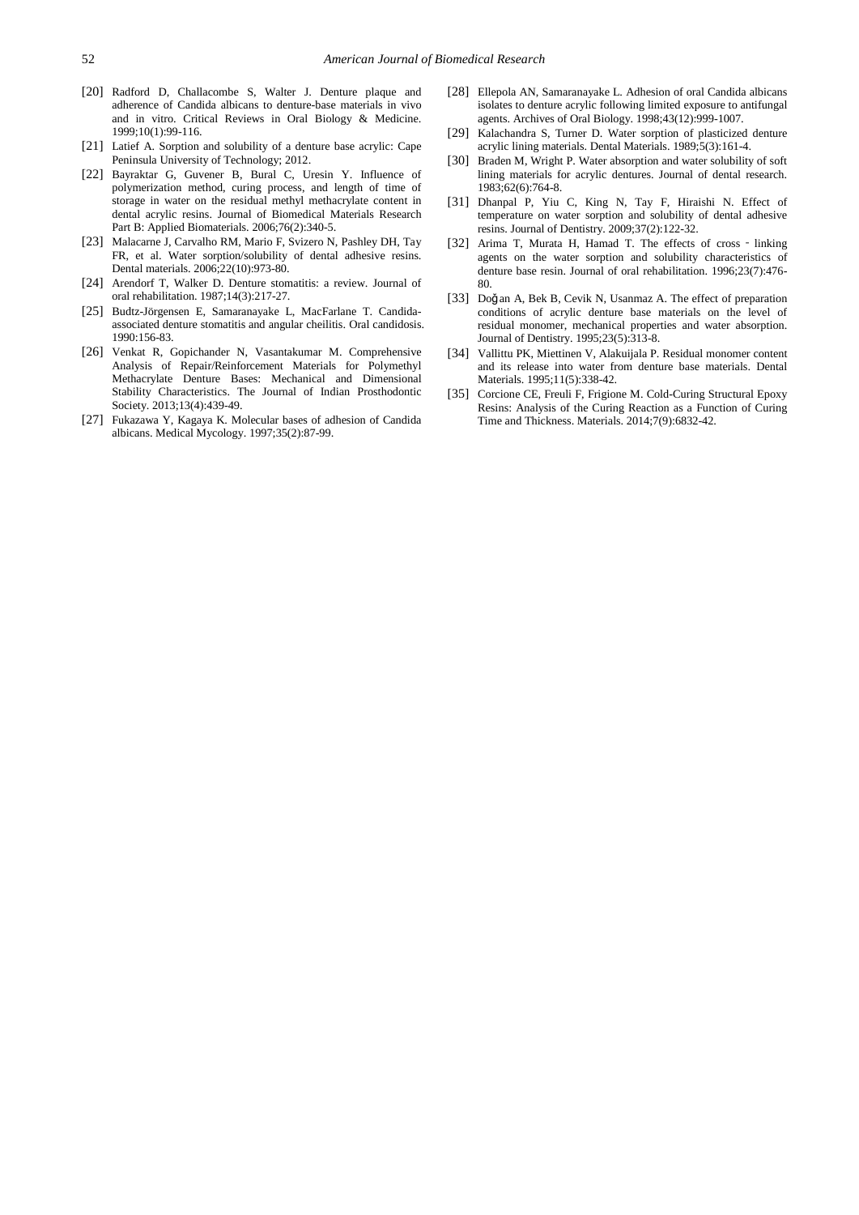[20] Radford D, Challacombe S, Walter J. Denture plaque and adherence of Candida albicans to denture-base materials in vivo and in vitro. Critical Reviews in Oral Biology & Medicine. 1999;10(1):99-116.

[21] Latief A. Sorption and solubility of a denture base acrylic: Cape Peninsula University of Technology; 2012.

[22] Bayraktar G, Guvener B, Bural C, Uresin Y. Influence of polymerization method, curing process, and length of time of storage in water on the residual methyl methacrylate content in dental acrylic resins. Journal of Biomedical Materials Research Part B: Applied Biomaterials. 2006;76(2):340-5.

[23] Malacarne J, Carvalho RM, Mario F, Svizero N, Pashley DH, Tay FR, et al. Water sorption/solubility of dental adhesive resins. Dental materials. 2006;22(10):973-80.

[24] Arendorf T, Walker D. Denture stomatitis: a review. Journal of oral rehabilitation. 1987;14(3):217-27.

[25] Budtz-Jörgensen E, Samaranayake L, MacFarlane T. Candida-associated denture stomatitis and angular cheilitis. Oral candidosis. 1990:156-83.

[26] Venkat R, Gopichander N, Vasantakumar M. Comprehensive Analysis of Repair/Reinforcement Materials for Polymethyl Methacrylate Denture Bases: Mechanical and Dimensional Stability Characteristics. The Journal of Indian Prosthodontic Society. 2013;13(4):439-49.

[27] Fukazawa Y, Kagaya K. Molecular bases of adhesion of Candida albicans. Medical Mycology. 1997;35(2):87-99.

[28] Ellepola AN, Samaranayake L. Adhesion of oral Candida albicans isolates to denture acrylic following limited exposure to antifungal agents. Archives of Oral Biology. 1998;43(12):999-1007.

[29] Kalachandra S, Turner D. Water sorption of plasticized denture acrylic lining materials. Dental Materials. 1989;5(3):161-4.

[30] Braden M, Wright P. Water absorption and water solubility of soft lining materials for acrylic dentures. Journal of dental research. 1983;62(6):764-8.

[31] Dhanpal P, Yiu C, King N, Tay F, Hiraishi N. Effect of temperature on water sorption and solubility of dental adhesive resins. Journal of Dentistry. 2009;37(2):122-32.

[32] Arima T, Murata H, Hamad T. The effects of cross‐linking agents on the water sorption and solubility characteristics of denture base resin. Journal of oral rehabilitation. 1996;23(7):476-80.

[33] Doğan A, Bek B, Cevik N, Usanmaz A. The effect of preparation conditions of acrylic denture base materials on the level of residual monomer, mechanical properties and water absorption. Journal of Dentistry. 1995;23(5):313-8.

[34] Vallittu PK, Miettinen V, Alakuijala P. Residual monomer content and its release into water from denture base materials. Dental Materials. 1995;11(5):338-42.

[35] Corcione CE, Freuli F, Frigione M. Cold-Curing Structural Epoxy Resins: Analysis of the Curing Reaction as a Function of Curing Time and Thickness. Materials. 2014;7(9):6832-42.